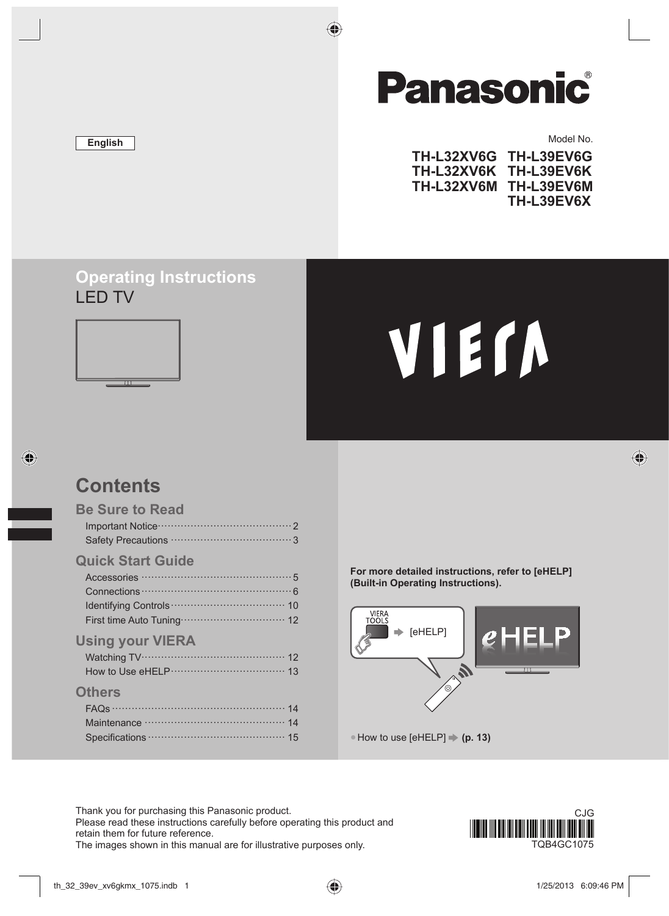# Panasonic

English

Model No.

**TH-L32XV6G TH-L39EV6G**
**TH-L32XV6K TH-L39EV6K**
**TH-L32XV6M TH-L39EV6M**
**TH-L39EV6X**

## Operating Instructions
LED TV

VIERA

## Contents

### Be Sure to Read
- Important Notice ········· 2
- Safety Precautions ········· 3

### Quick Start Guide
- Accessories ········· 5
- Connections ········· 6
- Identifying Controls ········· 10
- First time Auto Tuning ········· 12

### Using your VIERA
- Watching TV ········· 12
- How to Use eHELP ········· 13

### Others
- FAQs ········· 14
- Maintenance ········· 14
- Specifications ········· 15

**For more detailed instructions, refer to [eHELP] (Built-in Operating Instructions).**

VIERA TOOLS ➡ [eHELP]

eHELP

- How to use [eHELP] ➡ **(p. 13)**

Thank you for purchasing this Panasonic product.
Please read these instructions carefully before operating this product and retain them for future reference.
The images shown in this manual are for illustrative purposes only.

CJG
TQB4GC1075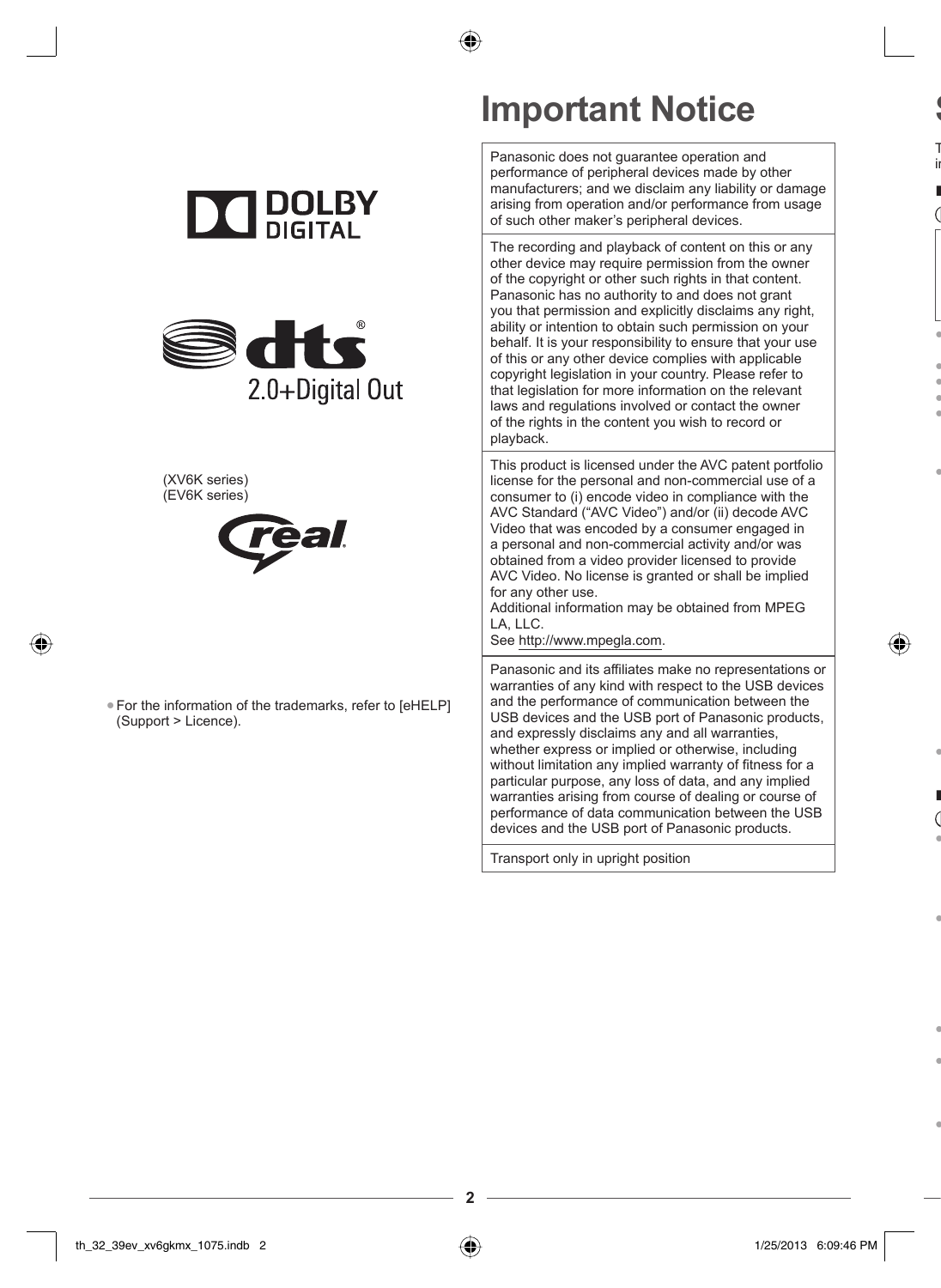(XV6K series)
(EV6K series)

- For the information of the trademarks, refer to [eHELP] (Support > Licence).

# Important Notice

Panasonic does not guarantee operation and performance of peripheral devices made by other manufacturers; and we disclaim any liability or damage arising from operation and/or performance from usage of such other maker's peripheral devices.

The recording and playback of content on this or any other device may require permission from the owner of the copyright or other such rights in that content. Panasonic has no authority to and does not grant you that permission and explicitly disclaims any right, ability or intention to obtain such permission on your behalf. It is your responsibility to ensure that your use of this or any other device complies with applicable copyright legislation in your country. Please refer to that legislation for more information on the relevant laws and regulations involved or contact the owner of the rights in the content you wish to record or playback.

This product is licensed under the AVC patent portfolio license for the personal and non-commercial use of a consumer to (i) encode video in compliance with the AVC Standard ("AVC Video") and/or (ii) decode AVC Video that was encoded by a consumer engaged in a personal and non-commercial activity and/or was obtained from a video provider licensed to provide AVC Video. No license is granted or shall be implied for any other use.
Additional information may be obtained from MPEG LA, LLC.
See http://www.mpegla.com.

Panasonic and its affiliates make no representations or warranties of any kind with respect to the USB devices and the performance of communication between the USB devices and the USB port of Panasonic products, and expressly disclaims any and all warranties, whether express or implied or otherwise, including without limitation any implied warranty of fitness for a particular purpose, any loss of data, and any implied warranties arising from course of dealing or course of performance of data communication between the USB devices and the USB port of Panasonic products.

Transport only in upright position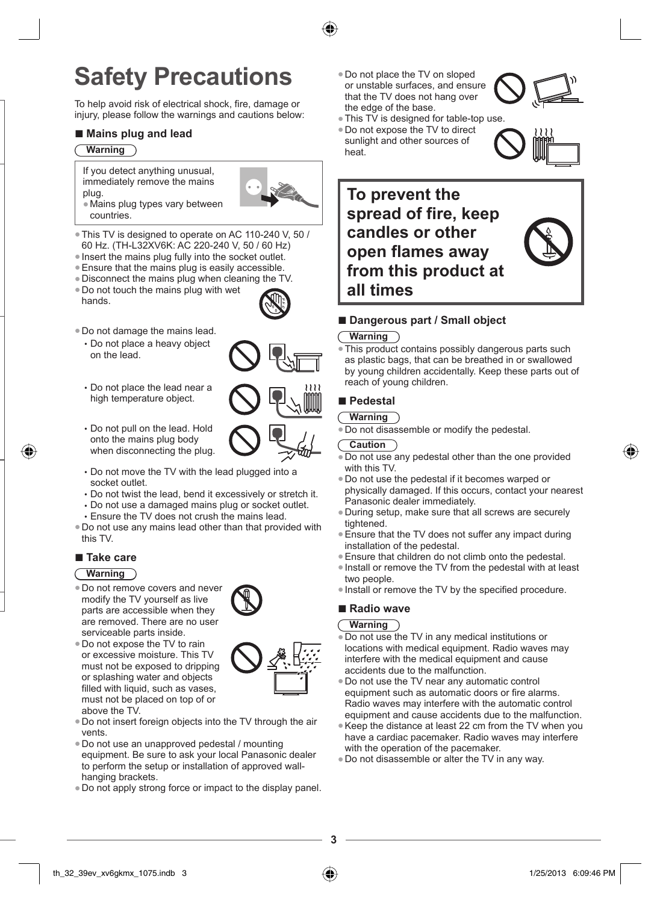# Safety Precautions

To help avoid risk of electrical shock, fire, damage or injury, please follow the warnings and cautions below:

## ■ Mains plug and lead

**Warning**

If you detect anything unusual, immediately remove the mains plug.

- Mains plug types vary between countries.

- This TV is designed to operate on AC 110-240 V, 50 / 60 Hz. (TH-L32XV6K: AC 220-240 V, 50 / 60 Hz)
- Insert the mains plug fully into the socket outlet.
- Ensure that the mains plug is easily accessible.
- Disconnect the mains plug when cleaning the TV.
- Do not touch the mains plug with wet hands.
- Do not damage the mains lead.
  - Do not place a heavy object on the lead.
  - Do not place the lead near a high temperature object.
  - Do not pull on the lead. Hold onto the mains plug body when disconnecting the plug.
  - Do not move the TV with the lead plugged into a socket outlet.
  - Do not twist the lead, bend it excessively or stretch it.
  - Do not use a damaged mains plug or socket outlet.
  - Ensure the TV does not crush the mains lead.
- Do not use any mains lead other than that provided with this TV.

## ■ Take care

**Warning**

- Do not remove covers and never modify the TV yourself as live parts are accessible when they are removed. There are no user serviceable parts inside.
- Do not expose the TV to rain or excessive moisture. This TV must not be exposed to dripping or splashing water and objects filled with liquid, such as vases, must not be placed on top of or above the TV.
- Do not insert foreign objects into the TV through the air vents.
- Do not use an unapproved pedestal / mounting equipment. Be sure to ask your local Panasonic dealer to perform the setup or installation of approved wall-hanging brackets.
- Do not apply strong force or impact to the display panel.
- Do not place the TV on sloped or unstable surfaces, and ensure that the TV does not hang over the edge of the base.
- This TV is designed for table-top use.
- Do not expose the TV to direct sunlight and other sources of heat.

**To prevent the spread of fire, keep candles or other open flames away from this product at all times**

## ■ Dangerous part / Small object

**Warning**

- This product contains possibly dangerous parts such as plastic bags, that can be breathed in or swallowed by young children accidentally. Keep these parts out of reach of young children.

## ■ Pedestal

**Warning**

- Do not disassemble or modify the pedestal.

**Caution**

- Do not use any pedestal other than the one provided with this TV.
- Do not use the pedestal if it becomes warped or physically damaged. If this occurs, contact your nearest Panasonic dealer immediately.
- During setup, make sure that all screws are securely tightened.
- Ensure that the TV does not suffer any impact during installation of the pedestal.
- Ensure that children do not climb onto the pedestal.
- Install or remove the TV from the pedestal with at least two people.
- Install or remove the TV by the specified procedure.

## ■ Radio wave

**Warning**

- Do not use the TV in any medical institutions or locations with medical equipment. Radio waves may interfere with the medical equipment and cause accidents due to the malfunction.
- Do not use the TV near any automatic control equipment such as automatic doors or fire alarms. Radio waves may interfere with the automatic control equipment and cause accidents due to the malfunction.
- Keep the distance at least 22 cm from the TV when you have a cardiac pacemaker. Radio waves may interfere with the operation of the pacemaker.
- Do not disassemble or alter the TV in any way.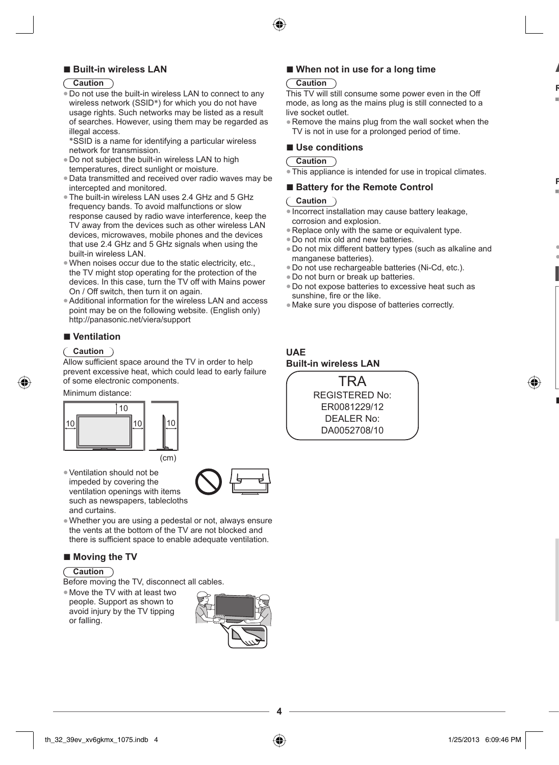## ■ Built-in wireless LAN

**Caution**

- Do not use the built-in wireless LAN to connect to any wireless network (SSID*) for which you do not have usage rights. Such networks may be listed as a result of searches. However, using them may be regarded as illegal access.
  *SSID is a name for identifying a particular wireless network for transmission.
- Do not subject the built-in wireless LAN to high temperatures, direct sunlight or moisture.
- Data transmitted and received over radio waves may be intercepted and monitored.
- The built-in wireless LAN uses 2.4 GHz and 5 GHz frequency bands. To avoid malfunctions or slow response caused by radio wave interference, keep the TV away from the devices such as other wireless LAN devices, microwaves, mobile phones and the devices that use 2.4 GHz and 5 GHz signals when using the built-in wireless LAN.
- When noises occur due to the static electricity, etc., the TV might stop operating for the protection of the devices. In this case, turn the TV off with Mains power On / Off switch, then turn it on again.
- Additional information for the wireless LAN and access point may be on the following website. (English only) http://panasonic.net/viera/support

## ■ Ventilation

**Caution**

Allow sufficient space around the TV in order to help prevent excessive heat, which could lead to early failure of some electronic components.

Minimum distance:

10 10 10 10

(cm)

- Ventilation should not be impeded by covering the ventilation openings with items such as newspapers, tablecloths and curtains.
- Whether you are using a pedestal or not, always ensure the vents at the bottom of the TV are not blocked and there is sufficient space to enable adequate ventilation.

## ■ Moving the TV

**Caution**

Before moving the TV, disconnect all cables.

- Move the TV with at least two people. Support as shown to avoid injury by the TV tipping or falling.

## ■ When not in use for a long time

**Caution**

This TV will still consume some power even in the Off mode, as long as the mains plug is still connected to a live socket outlet.

- Remove the mains plug from the wall socket when the TV is not in use for a prolonged period of time.

## ■ Use conditions

**Caution**

- This appliance is intended for use in tropical climates.

## ■ Battery for the Remote Control

**Caution**

- Incorrect installation may cause battery leakage, corrosion and explosion.
- Replace only with the same or equivalent type.
- Do not mix old and new batteries.
- Do not mix different battery types (such as alkaline and manganese batteries).
- Do not use rechargeable batteries (Ni-Cd, etc.).
- Do not burn or break up batteries.
- Do not expose batteries to excessive heat such as sunshine, fire or the like.
- Make sure you dispose of batteries correctly.

**UAE**
**Built-in wireless LAN**

TRA
REGISTERED No:
ER0081229/12
DEALER No:
DA0052708/10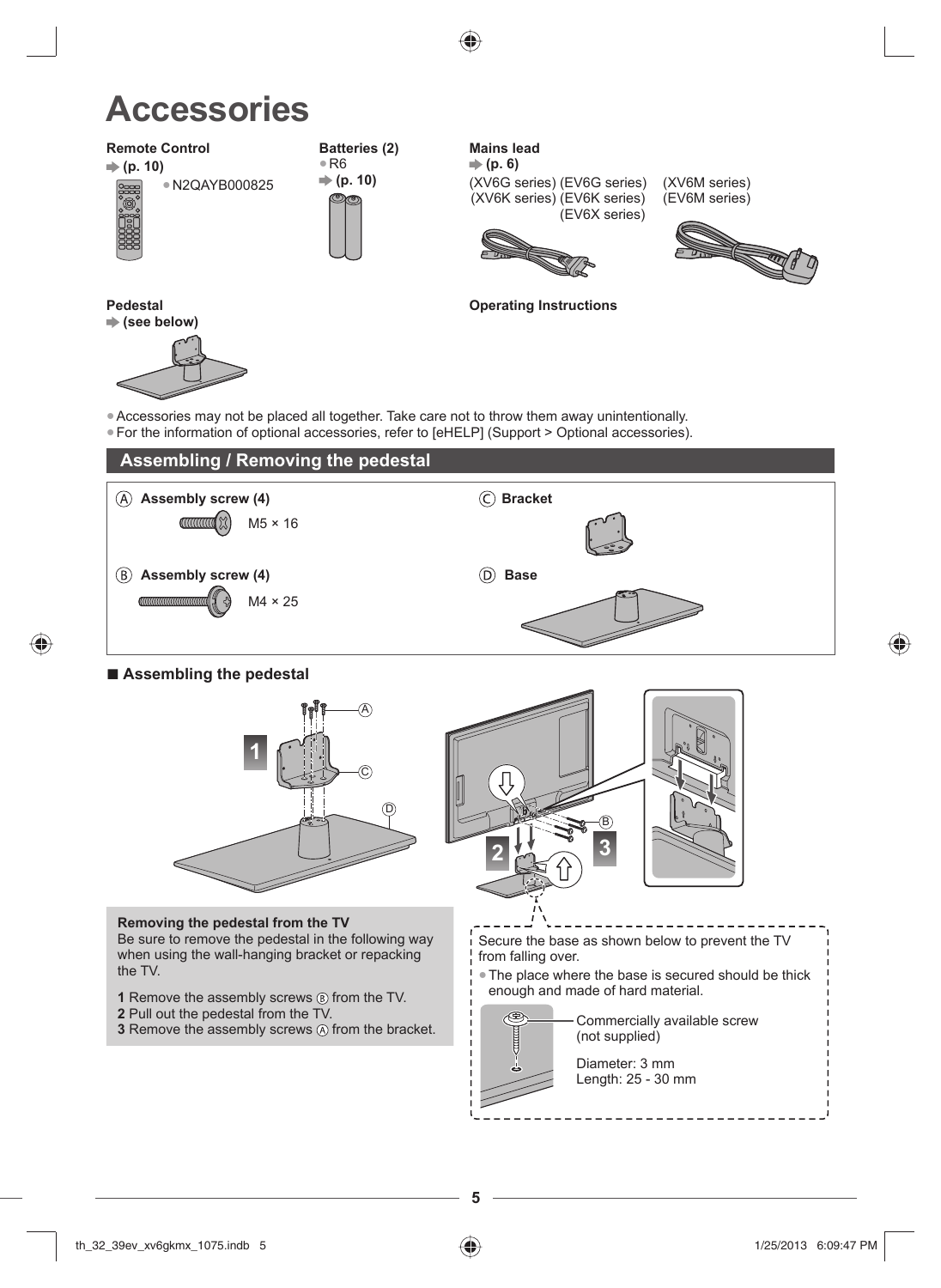# Accessories

**Remote Control**
➡ **(p. 10)**

- N2QAYB000825

**Batteries (2)**

- R6

➡ **(p. 10)**

**Mains lead**
➡ **(p. 6)**

(XV6G series) (EV6G series) (XV6K series) (EV6K series) (EV6X series)

(XV6M series) (EV6M series)

**Pedestal**
➡ **(see below)**

**Operating Instructions**

- Accessories may not be placed all together. Take care not to throw them away unintentionally.
- For the information of optional accessories, refer to [eHELP] (Support > Optional accessories).

## Assembling / Removing the pedestal

Ⓐ **Assembly screw (4)**
M5 × 16

Ⓑ **Assembly screw (4)**
M4 × 25

Ⓒ **Bracket**

Ⓓ **Base**

### ■ Assembling the pedestal

**Removing the pedestal from the TV**
Be sure to remove the pedestal in the following way when using the wall-hanging bracket or repacking the TV.

**1** Remove the assembly screws Ⓑ from the TV.
**2** Pull out the pedestal from the TV.
**3** Remove the assembly screws Ⓐ from the bracket.

Secure the base as shown below to prevent the TV from falling over.

- The place where the base is secured should be thick enough and made of hard material.

Commercially available screw (not supplied)

Diameter: 3 mm
Length: 25 - 30 mm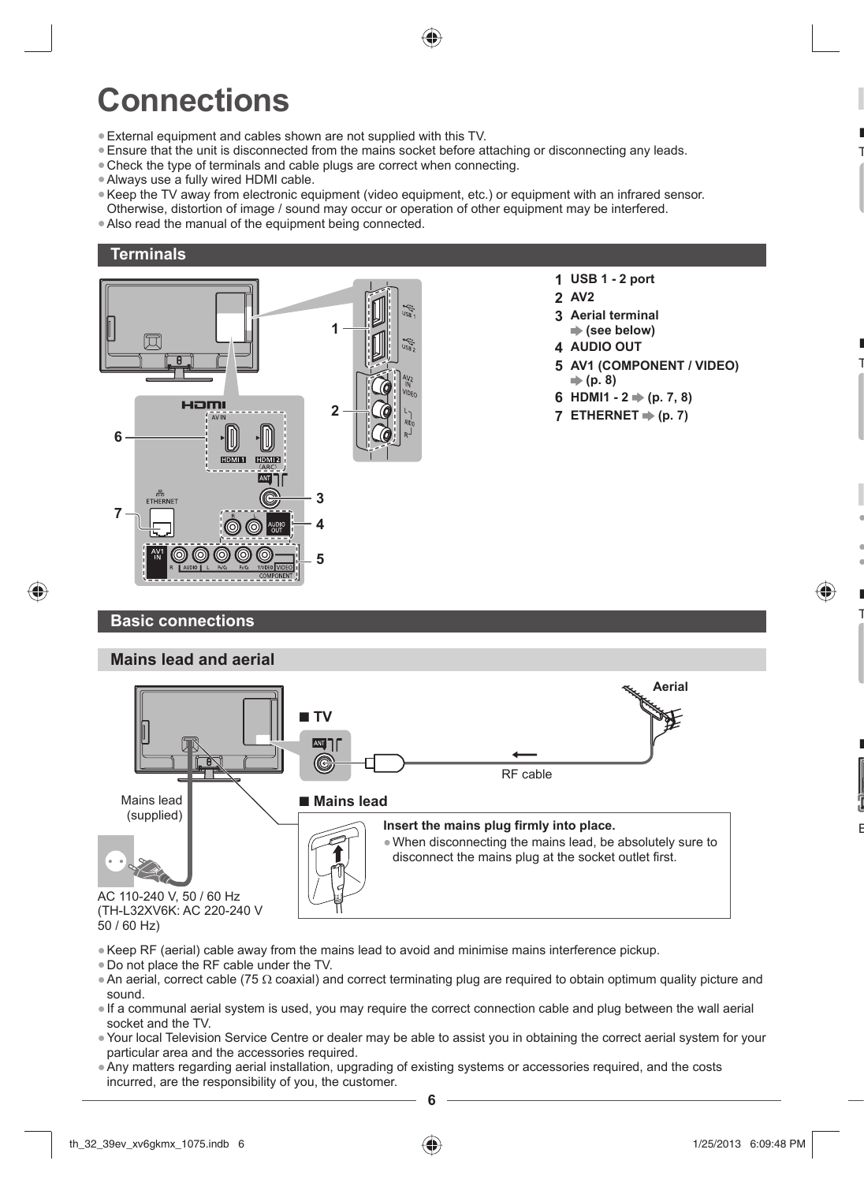# Connections

- External equipment and cables shown are not supplied with this TV.
- Ensure that the unit is disconnected from the mains socket before attaching or disconnecting any leads.
- Check the type of terminals and cable plugs are correct when connecting.
- Always use a fully wired HDMI cable.
- Keep the TV away from electronic equipment (video equipment, etc.) or equipment with an infrared sensor. Otherwise, distortion of image / sound may occur or operation of other equipment may be interfered.
- Also read the manual of the equipment being connected.

## Terminals

1. **USB 1 - 2 port**
2. **AV2**
3. **Aerial terminal ➡ (see below)**
4. **AUDIO OUT**
5. **AV1 (COMPONENT / VIDEO) ➡ (p. 8)**
6. **HDMI1 - 2 ➡ (p. 7, 8)**
7. **ETHERNET ➡ (p. 7)**

## Basic connections

### Mains lead and aerial

■ **TV**

Aerial

RF cable

Mains lead (supplied)

AC 110-240 V, 50 / 60 Hz (TH-L32XV6K: AC 220-240 V 50 / 60 Hz)

■ **Mains lead**

**Insert the mains plug firmly into place.**

- When disconnecting the mains lead, be absolutely sure to disconnect the mains plug at the socket outlet first.

- Keep RF (aerial) cable away from the mains lead to avoid and minimise mains interference pickup.
- Do not place the RF cable under the TV.
- An aerial, correct cable (75 Ω coaxial) and correct terminating plug are required to obtain optimum quality picture and sound.
- If a communal aerial system is used, you may require the correct connection cable and plug between the wall aerial socket and the TV.
- Your local Television Service Centre or dealer may be able to assist you in obtaining the correct aerial system for your particular area and the accessories required.
- Any matters regarding aerial installation, upgrading of existing systems or accessories required, and the costs incurred, are the responsibility of you, the customer.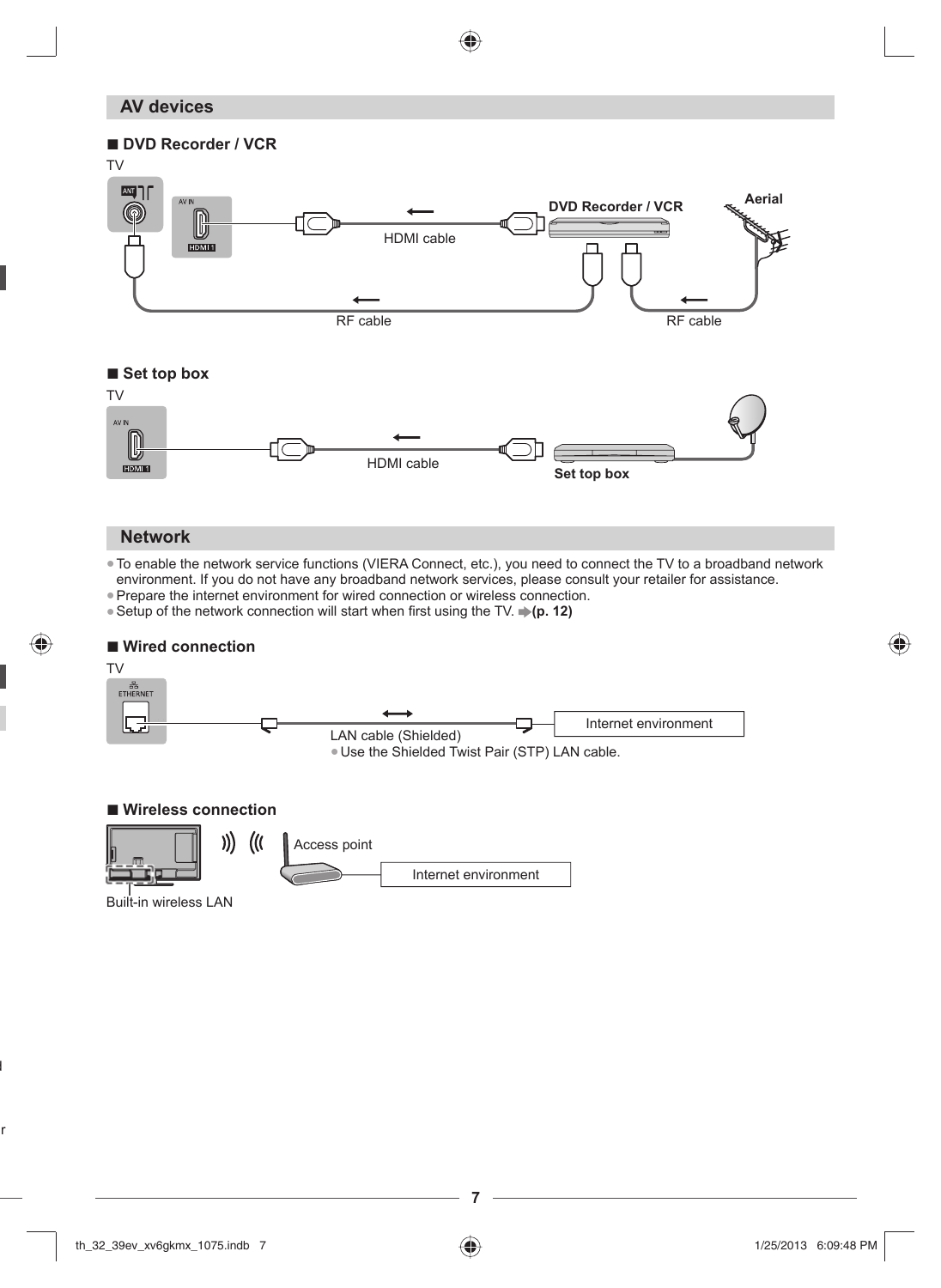## AV devices

### ■ DVD Recorder / VCR

TV

AV IN

HDMI 1

HDMI cable

DVD Recorder / VCR

Aerial

RF cable

RF cable

### ■ Set top box

TV

AV IN

HDMI 1

HDMI cable

Set top box

## Network

- To enable the network service functions (VIERA Connect, etc.), you need to connect the TV to a broadband network environment. If you do not have any broadband network services, please consult your retailer for assistance.
- Prepare the internet environment for wired connection or wireless connection.
- Setup of the network connection will start when first using the TV. **(p. 12)**

### ■ Wired connection

TV

ETHERNET

LAN cable (Shielded)

- Use the Shielded Twist Pair (STP) LAN cable.

Internet environment

### ■ Wireless connection

Access point

Internet environment

Built-in wireless LAN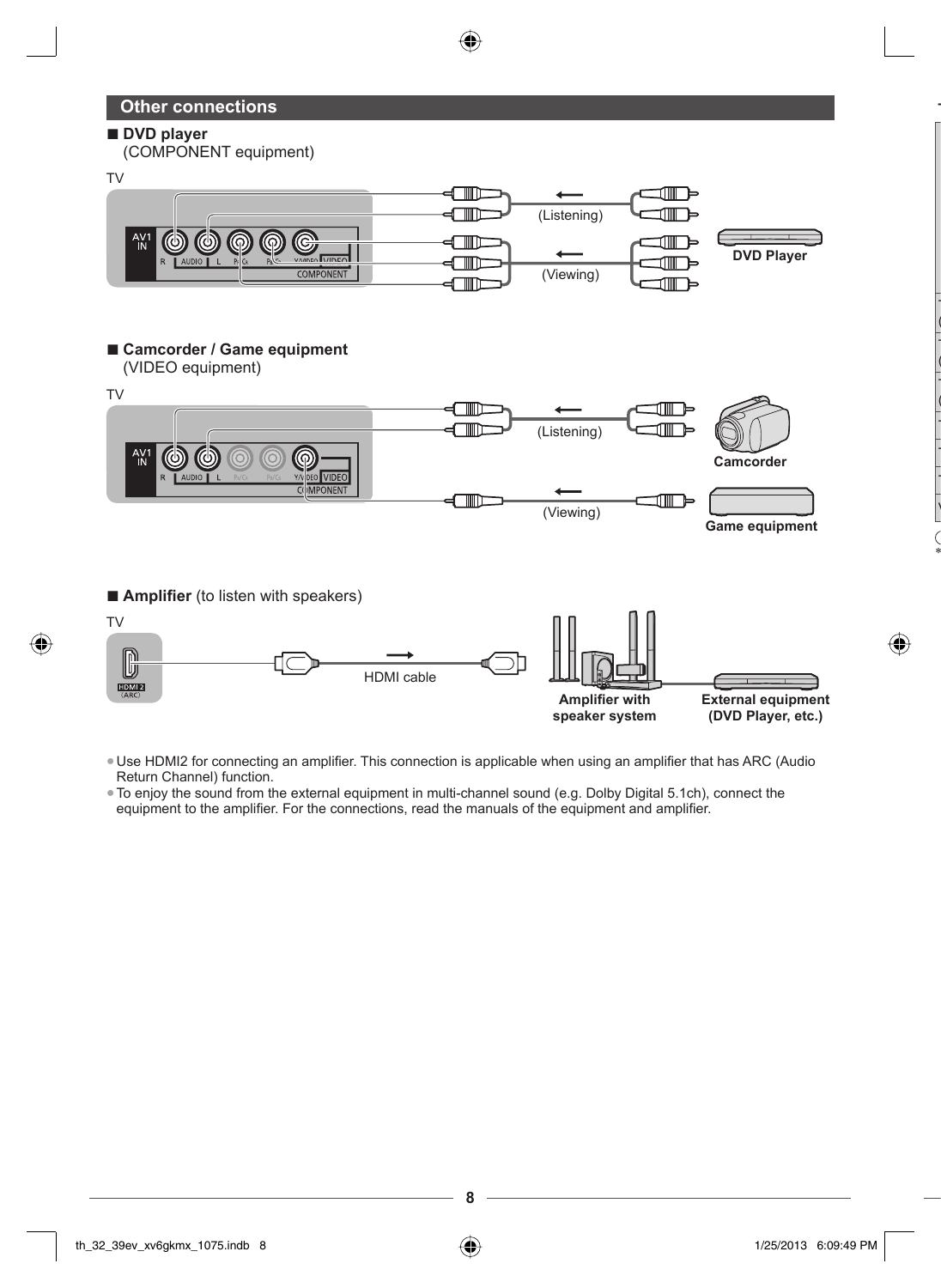## Other connections

■ **DVD player**
(COMPONENT equipment)

TV

AV1 IN — R — AUDIO — L — $P_R/C_R$ — $P_B/C_B$ — Y/VIDEO — VIDEO — COMPONENT

(Listening)

(Viewing)

**DVD Player**

■ **Camcorder / Game equipment**
(VIDEO equipment)

TV

AV1 IN — R — AUDIO — L — $P_R/C_R$ — $P_B/C_B$ — Y/VIDEO — VIDEO — COMPONENT

(Listening)

(Viewing)

**Camcorder**

**Game equipment**

■ **Amplifier** (to listen with speakers)

TV

HDMI 2 (ARC)

HDMI cable

**Amplifier with speaker system**

**External equipment (DVD Player, etc.)**

- Use HDMI2 for connecting an amplifier. This connection is applicable when using an amplifier that has ARC (Audio Return Channel) function.
- To enjoy the sound from the external equipment in multi-channel sound (e.g. Dolby Digital 5.1ch), connect the equipment to the amplifier. For the connections, read the manuals of the equipment and amplifier.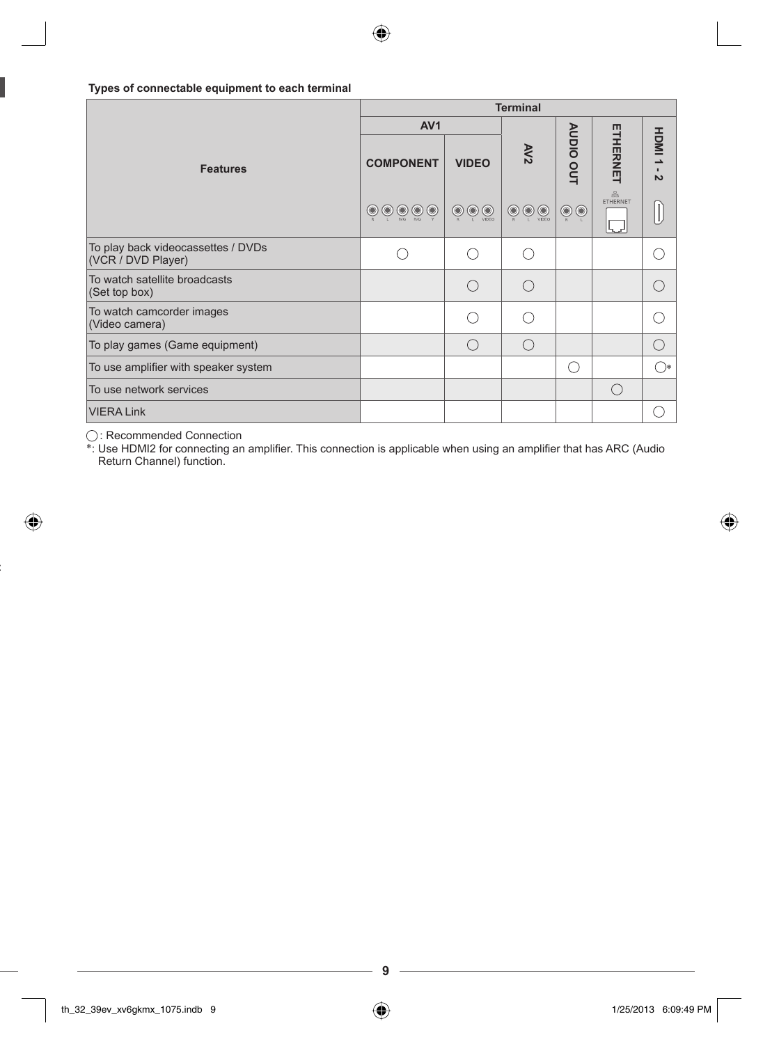**Types of connectable equipment to each terminal**

| Features | Terminal | | | | | |
|---|---|---|---|---|---|---|
| | AV1 | | AV2 | AUDIO OUT | ETHERNET | HDMI 1 - 2 |
| | COMPONENT | VIDEO | | | | |
| To play back videocassettes / DVDs (VCR / DVD Player) | ◯ | ◯ | ◯ | | | ◯ |
| To watch satellite broadcasts (Set top box) | | ◯ | ◯ | | | ◯ |
| To watch camcorder images (Video camera) | | ◯ | ◯ | | | ◯ |
| To play games (Game equipment) | | ◯ | ◯ | | | ◯ |
| To use amplifier with speaker system | | | | ◯ | | ◯* |
| To use network services | | | | | ◯ | |
| VIERA Link | | | | | | ◯ |

◯: Recommended Connection

*: Use HDMI2 for connecting an amplifier. This connection is applicable when using an amplifier that has ARC (Audio Return Channel) function.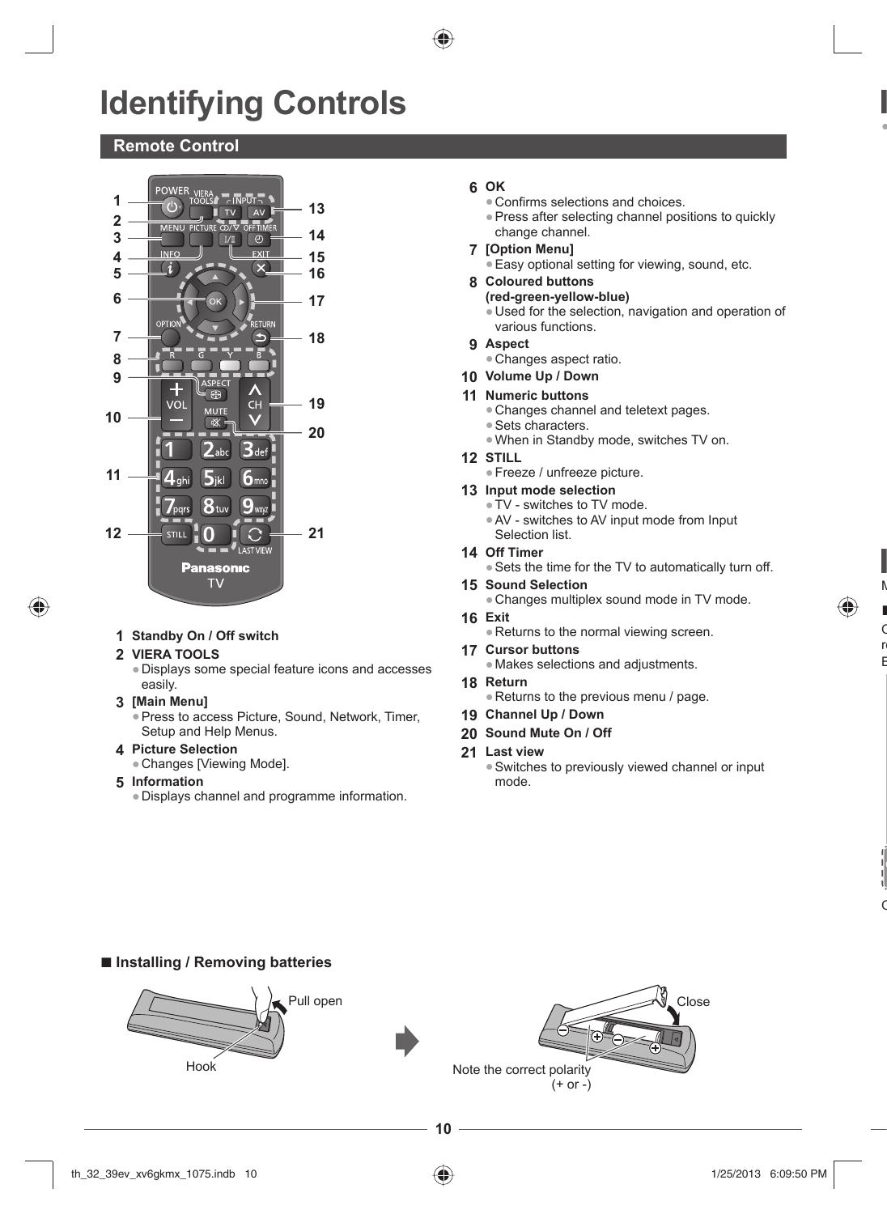# Identifying Controls

## Remote Control

1 **Standby On / Off switch**

2 **VIERA TOOLS**
- Displays some special feature icons and accesses easily.

3 **[Main Menu]**
- Press to access Picture, Sound, Network, Timer, Setup and Help Menus.

4 **Picture Selection**
- Changes [Viewing Mode].

5 **Information**
- Displays channel and programme information.

6 **OK**
- Confirms selections and choices.
- Press after selecting channel positions to quickly change channel.

7 **[Option Menu]**
- Easy optional setting for viewing, sound, etc.

8 **Coloured buttons (red-green-yellow-blue)**
- Used for the selection, navigation and operation of various functions.

9 **Aspect**
- Changes aspect ratio.

10 **Volume Up / Down**

11 **Numeric buttons**
- Changes channel and teletext pages.
- Sets characters.
- When in Standby mode, switches TV on.

12 **STILL**
- Freeze / unfreeze picture.

13 **Input mode selection**
- TV - switches to TV mode.
- AV - switches to AV input mode from Input Selection list.

14 **Off Timer**
- Sets the time for the TV to automatically turn off.

15 **Sound Selection**
- Changes multiplex sound mode in TV mode.

16 **Exit**
- Returns to the normal viewing screen.

17 **Cursor buttons**
- Makes selections and adjustments.

18 **Return**
- Returns to the previous menu / page.

19 **Channel Up / Down**

20 **Sound Mute On / Off**

21 **Last view**
- Switches to previously viewed channel or input mode.

### ■ Installing / Removing batteries

Pull open

Hook

Close

Note the correct polarity (+ or -)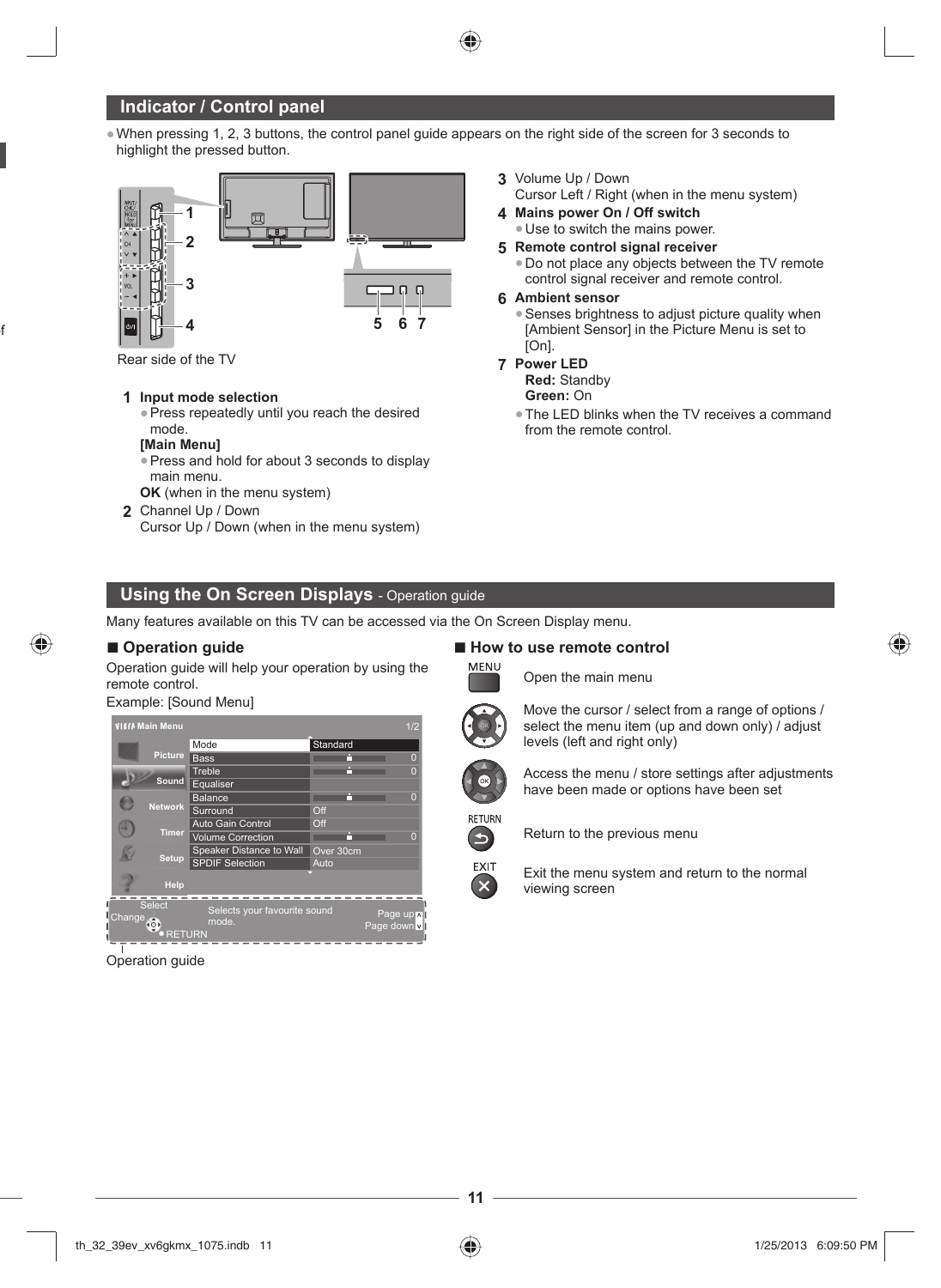## Indicator / Control panel

- When pressing 1, 2, 3 buttons, the control panel guide appears on the right side of the screen for 3 seconds to highlight the pressed button.

Rear side of the TV

**1 Input mode selection**
- Press repeatedly until you reach the desired mode.

**[Main Menu]**
- Press and hold for about 3 seconds to display main menu.

**OK** (when in the menu system)

**2** Channel Up / Down
Cursor Up / Down (when in the menu system)

**3** Volume Up / Down
Cursor Left / Right (when in the menu system)

**4 Mains power On / Off switch**
- Use to switch the mains power.

**5 Remote control signal receiver**
- Do not place any objects between the TV remote control signal receiver and remote control.

**6 Ambient sensor**
- Senses brightness to adjust picture quality when [Ambient Sensor] in the Picture Menu is set to [On].

**7 Power LED**
**Red:** Standby
**Green:** On
- The LED blinks when the TV receives a command from the remote control.

## Using the On Screen Displays - Operation guide

Many features available on this TV can be accessed via the On Screen Display menu.

### ■ Operation guide

Operation guide will help your operation by using the remote control.

Example: [Sound Menu]

| Mode | Standard |
|---|---|
| Bass | 0 |
| Treble | 0 |
| Equaliser | |
| Balance | 0 |
| Surround | Off |
| Auto Gain Control | Off |
| Volume Correction | 0 |
| Speaker Distance to Wall | Over 30cm |
| SPDIF Selection | Auto |

Select / Change / RETURN — Selects your favourite sound mode. — Page up / Page down

Operation guide

### ■ How to use remote control

**MENU** — Open the main menu

Move the cursor / select from a range of options / select the menu item (up and down only) / adjust levels (left and right only)

**OK** — Access the menu / store settings after adjustments have been made or options have been set

**RETURN** — Return to the previous menu

**EXIT** — Exit the menu system and return to the normal viewing screen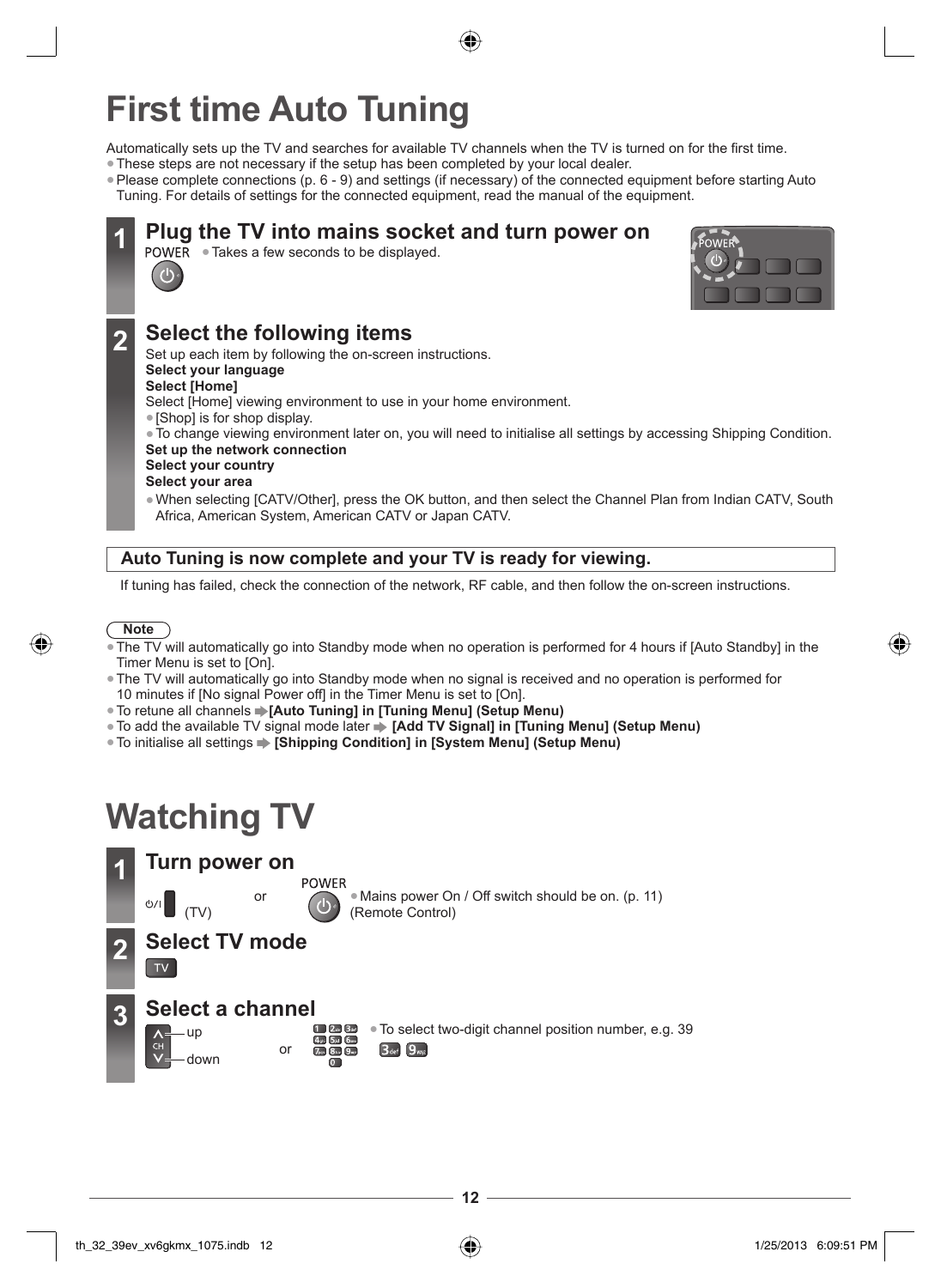# First time Auto Tuning

Automatically sets up the TV and searches for available TV channels when the TV is turned on for the first time.

- These steps are not necessary if the setup has been completed by your local dealer.
- Please complete connections (p. 6 - 9) and settings (if necessary) of the connected equipment before starting Auto Tuning. For details of settings for the connected equipment, read the manual of the equipment.

## 1 Plug the TV into mains socket and turn power on

POWER

- Takes a few seconds to be displayed.

## 2 Select the following items

Set up each item by following the on-screen instructions.

**Select your language**

**Select [Home]**

Select [Home] viewing environment to use in your home environment.

- [Shop] is for shop display.
- To change viewing environment later on, you will need to initialise all settings by accessing Shipping Condition.

**Set up the network connection**

**Select your country**

**Select your area**

- When selecting [CATV/Other], press the OK button, and then select the Channel Plan from Indian CATV, South Africa, American System, American CATV or Japan CATV.

**Auto Tuning is now complete and your TV is ready for viewing.**

If tuning has failed, check the connection of the network, RF cable, and then follow the on-screen instructions.

**Note**

- The TV will automatically go into Standby mode when no operation is performed for 4 hours if [Auto Standby] in the Timer Menu is set to [On].
- The TV will automatically go into Standby mode when no signal is received and no operation is performed for 10 minutes if [No signal Power off] in the Timer Menu is set to [On].
- To retune all channels ➡ **[Auto Tuning] in [Tuning Menu] (Setup Menu)**
- To add the available TV signal mode later ➡ **[Add TV Signal] in [Tuning Menu] (Setup Menu)**
- To initialise all settings ➡ **[Shipping Condition] in [System Menu] (Setup Menu)**

# Watching TV

## 1 Turn power on

(TV) or POWER (Remote Control)

- Mains power On / Off switch should be on. (p. 11)

## 2 Select TV mode

TV

## 3 Select a channel

CH up / down or number buttons

- To select two-digit channel position number, e.g. 39: 3 9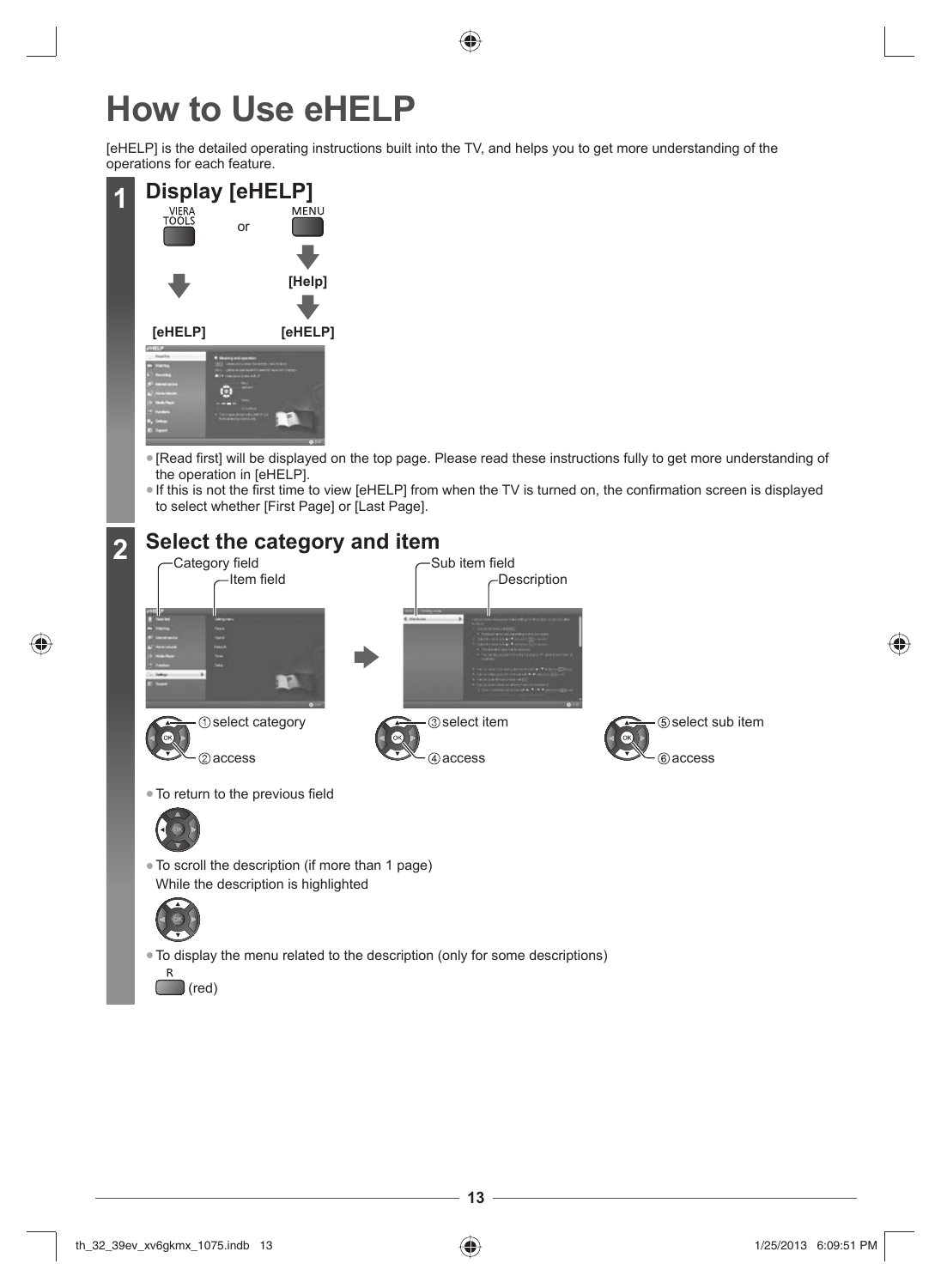# How to Use eHELP

[eHELP] is the detailed operating instructions built into the TV, and helps you to get more understanding of the operations for each feature.

## 1 Display [eHELP]

VIERA TOOLS → [eHELP]

or

MENU → [Help] → [eHELP]

- [Read first] will be displayed on the top page. Please read these instructions fully to get more understanding of the operation in [eHELP].
- If this is not the first time to view [eHELP] from when the TV is turned on, the confirmation screen is displayed to select whether [First Page] or [Last Page].

## 2 Select the category and item

Category field

Item field

Sub item field

Description

① select category
② access

③ select item
④ access

⑤ select sub item
⑥ access

- To return to the previous field
- To scroll the description (if more than 1 page)
  While the description is highlighted
- To display the menu related to the description (only for some descriptions)
  R (red)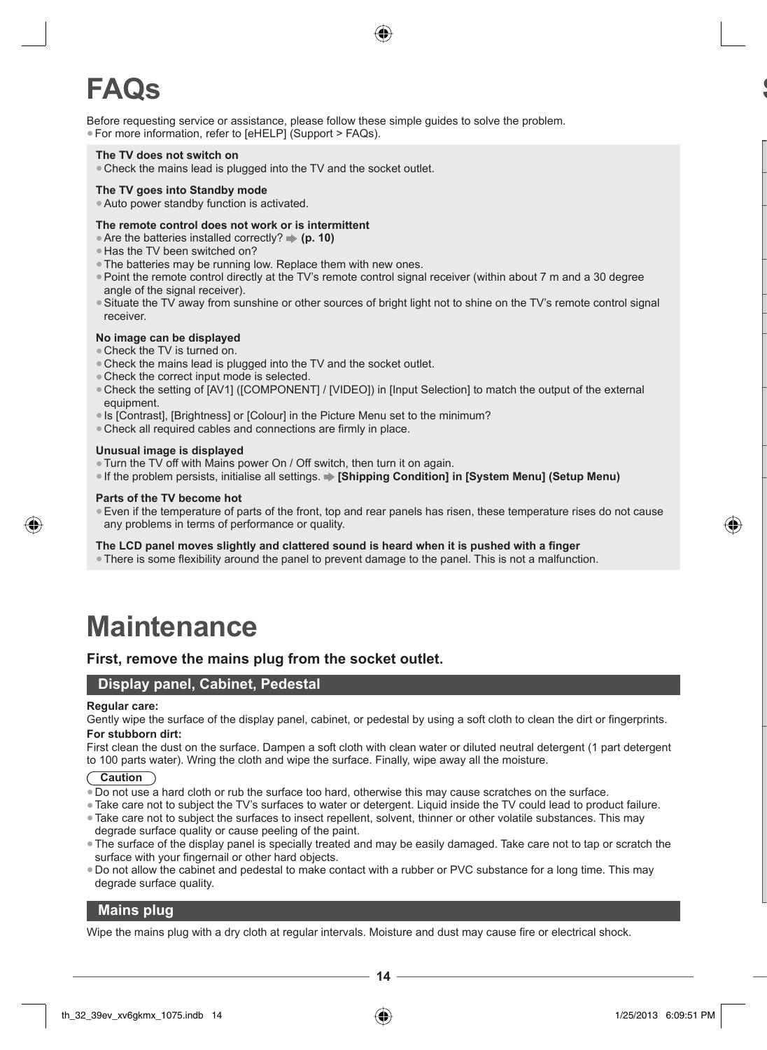# FAQs

Before requesting service or assistance, please follow these simple guides to solve the problem.

- For more information, refer to [eHELP] (Support > FAQs).

**The TV does not switch on**

- Check the mains lead is plugged into the TV and the socket outlet.

**The TV goes into Standby mode**

- Auto power standby function is activated.

**The remote control does not work or is intermittent**

- Are the batteries installed correctly? ➡ **(p. 10)**
- Has the TV been switched on?
- The batteries may be running low. Replace them with new ones.
- Point the remote control directly at the TV's remote control signal receiver (within about 7 m and a 30 degree angle of the signal receiver).
- Situate the TV away from sunshine or other sources of bright light not to shine on the TV's remote control signal receiver.

**No image can be displayed**

- Check the TV is turned on.
- Check the mains lead is plugged into the TV and the socket outlet.
- Check the correct input mode is selected.
- Check the setting of [AV1] ([COMPONENT] / [VIDEO]) in [Input Selection] to match the output of the external equipment.
- Is [Contrast], [Brightness] or [Colour] in the Picture Menu set to the minimum?
- Check all required cables and connections are firmly in place.

**Unusual image is displayed**

- Turn the TV off with Mains power On / Off switch, then turn it on again.
- If the problem persists, initialise all settings. ➡ **[Shipping Condition] in [System Menu] (Setup Menu)**

**Parts of the TV become hot**

- Even if the temperature of parts of the front, top and rear panels has risen, these temperature rises do not cause any problems in terms of performance or quality.

**The LCD panel moves slightly and clattered sound is heard when it is pushed with a finger**

- There is some flexibility around the panel to prevent damage to the panel. This is not a malfunction.

# Maintenance

**First, remove the mains plug from the socket outlet.**

## Display panel, Cabinet, Pedestal

**Regular care:**

Gently wipe the surface of the display panel, cabinet, or pedestal by using a soft cloth to clean the dirt or fingerprints.

**For stubborn dirt:**

First clean the dust on the surface. Dampen a soft cloth with clean water or diluted neutral detergent (1 part detergent to 100 parts water). Wring the cloth and wipe the surface. Finally, wipe away all the moisture.

**Caution**

- Do not use a hard cloth or rub the surface too hard, otherwise this may cause scratches on the surface.
- Take care not to subject the TV's surfaces to water or detergent. Liquid inside the TV could lead to product failure.
- Take care not to subject the surfaces to insect repellent, solvent, thinner or other volatile substances. This may degrade surface quality or cause peeling of the paint.
- The surface of the display panel is specially treated and may be easily damaged. Take care not to tap or scratch the surface with your fingernail or other hard objects.
- Do not allow the cabinet and pedestal to make contact with a rubber or PVC substance for a long time. This may degrade surface quality.

## Mains plug

Wipe the mains plug with a dry cloth at regular intervals. Moisture and dust may cause fire or electrical shock.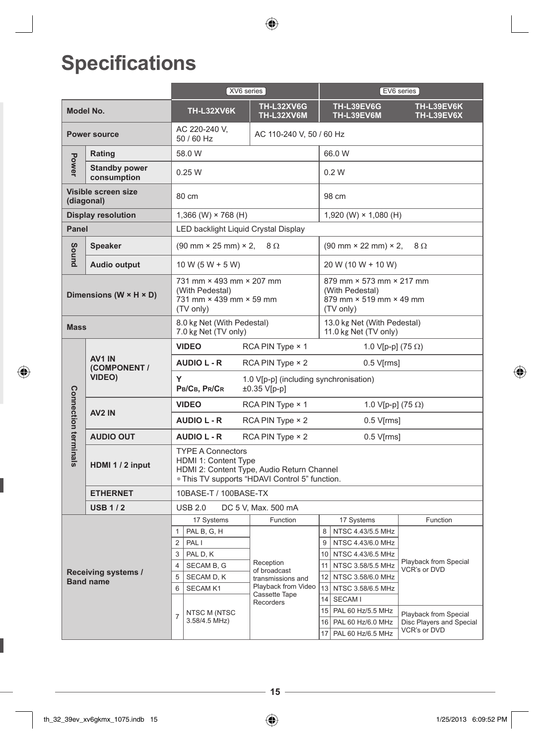# Specifications

| | | XV6 series | | EV6 series | |
|---|---|---|---|---|---|
| **Model No.** | | **TH-L32XV6K** | **TH-L32XV6G TH-L32XV6M** | **TH-L39EV6G TH-L39EV6M** | **TH-L39EV6K TH-L39EV6X** |
| **Power source** | | AC 220-240 V, 50 / 60 Hz | AC 110-240 V, 50 / 60 Hz | | |
| **Power** | **Rating** | 58.0 W | | 66.0 W | |
| | **Standby power consumption** | 0.25 W | | 0.2 W | |
| **Visible screen size (diagonal)** | | 80 cm | | 98 cm | |
| **Display resolution** | | 1,366 (W) × 768 (H) | | 1,920 (W) × 1,080 (H) | |
| **Panel** | | LED backlight Liquid Crystal Display | | | |
| **Sound** | **Speaker** | (90 mm × 25 mm) × 2, 8 Ω | | (90 mm × 22 mm) × 2, 8 Ω | |
| | **Audio output** | 10 W (5 W + 5 W) | | 20 W (10 W + 10 W) | |
| **Dimensions (W × H × D)** | | 731 mm × 493 mm × 207 mm (With Pedestal) 731 mm × 439 mm × 59 mm (TV only) | | 879 mm × 573 mm × 217 mm (With Pedestal) 879 mm × 519 mm × 49 mm (TV only) | |
| **Mass** | | 8.0 kg Net (With Pedestal) 7.0 kg Net (TV only) | | 13.0 kg Net (With Pedestal) 11.0 kg Net (TV only) | |

| **Connection terminals** | | | | |
|---|---|---|---|---|
| **AV1 IN (COMPONENT / VIDEO)** | **VIDEO** | RCA PIN Type × 1 | 1.0 V[p-p] (75 Ω) |
| | **AUDIO L - R** | RCA PIN Type × 2 | 0.5 V[rms] |
| | **Y** / **PB/CB, PR/CR** | 1.0 V[p-p] (including synchronisation) / ±0.35 V[p-p] | |
| **AV2 IN** | **VIDEO** | RCA PIN Type × 1 | 1.0 V[p-p] (75 Ω) |
| | **AUDIO L - R** | RCA PIN Type × 2 | 0.5 V[rms] |
| **AUDIO OUT** | **AUDIO L - R** | RCA PIN Type × 2 | 0.5 V[rms] |
| **HDMI 1 / 2 input** | TYPE A Connectors<br>HDMI 1: Content Type<br>HDMI 2: Content Type, Audio Return Channel<br>• This TV supports "HDAVI Control 5" function. | | |
| **ETHERNET** | 10BASE-T / 100BASE-TX | | |
| **USB 1 / 2** | USB 2.0 | DC 5 V, Max. 500 mA | |

**Receiving systems / Band name**

| 17 Systems | | Function | 17 Systems | | Function |
|---|---|---|---|---|---|
| 1 | PAL B, G, H | Reception of broadcast transmissions and Playback from Video Cassette Tape Recorders | 8 | NTSC 4.43/5.5 MHz | Playback from Special VCR's or DVD |
| 2 | PAL I | | 9 | NTSC 4.43/6.0 MHz | |
| 3 | PAL D, K | | 10 | NTSC 4.43/6.5 MHz | |
| 4 | SECAM B, G | | 11 | NTSC 3.58/5.5 MHz | |
| 5 | SECAM D, K | | 12 | NTSC 3.58/6.0 MHz | |
| 6 | SECAM K1 | | 13 | NTSC 3.58/6.5 MHz | |
| 7 | NTSC M (NTSC 3.58/4.5 MHz) | | 14 | SECAM I | |
| | | | 15 | PAL 60 Hz/5.5 MHz | Playback from Special Disc Players and Special VCR's or DVD |
| | | | 16 | PAL 60 Hz/6.0 MHz | |
| | | | 17 | PAL 60 Hz/6.5 MHz | |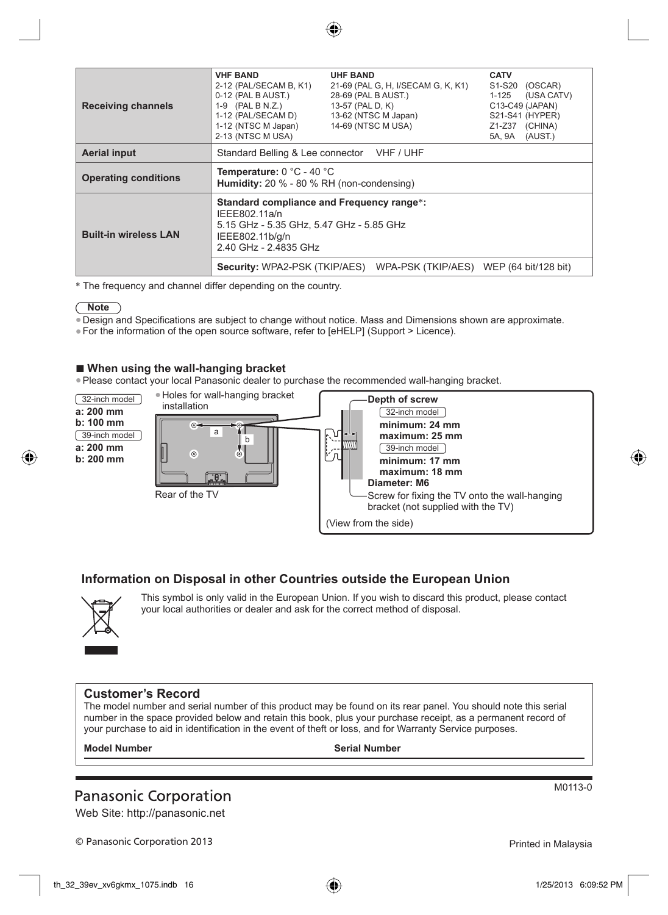| | | | |
|---|---|---|---|
| **Receiving channels** | **VHF BAND**<br>2-12 (PAL/SECAM B, K1)<br>0-12 (PAL B AUST.)<br>1-9 (PAL B N.Z.)<br>1-12 (PAL/SECAM D)<br>1-12 (NTSC M Japan)<br>2-13 (NTSC M USA) | **UHF BAND**<br>21-69 (PAL G, H, I/SECAM G, K, K1)<br>28-69 (PAL B AUST.)<br>13-57 (PAL D, K)<br>13-62 (NTSC M Japan)<br>14-69 (NTSC M USA) | **CATV**<br>S1-S20 (OSCAR)<br>1-125 (USA CATV)<br>C13-C49 (JAPAN)<br>S21-S41 (HYPER)<br>Z1-Z37 (CHINA)<br>5A, 9A (AUST.) |
| **Aerial input** | Standard Belling & Lee connector VHF / UHF | | |
| **Operating conditions** | **Temperature:** 0 °C - 40 °C<br>**Humidity:** 20 % - 80 % RH (non-condensing) | | |
| **Built-in wireless LAN** | **Standard compliance and Frequency range***:<br>IEEE802.11a/n<br>5.15 GHz - 5.35 GHz, 5.47 GHz - 5.85 GHz<br>IEEE802.11b/g/n<br>2.40 GHz - 2.4835 GHz | | |
| | **Security:** WPA2-PSK (TKIP/AES) WPA-PSK (TKIP/AES) WEP (64 bit/128 bit) | | |

* The frequency and channel differ depending on the country.

**Note**

- Design and Specifications are subject to change without notice. Mass and Dimensions shown are approximate.
- For the information of the open source software, refer to [eHELP] (Support > Licence).

### ■ When using the wall-hanging bracket

- Please contact your local Panasonic dealer to purchase the recommended wall-hanging bracket.

32-inch model
**a: 200 mm**
**b: 100 mm**

39-inch model
**a: 200 mm**
**b: 200 mm**

- Holes for wall-hanging bracket installation

a
b

Rear of the TV

**Depth of screw**

32-inch model
**minimum: 24 mm**
**maximum: 25 mm**

39-inch model
**minimum: 17 mm**
**maximum: 18 mm**

**Diameter: M6**

Screw for fixing the TV onto the wall-hanging bracket (not supplied with the TV)

(View from the side)

## Information on Disposal in other Countries outside the European Union

This symbol is only valid in the European Union. If you wish to discard this product, please contact your local authorities or dealer and ask for the correct method of disposal.

### Customer's Record

The model number and serial number of this product may be found on its rear panel. You should note this serial number in the space provided below and retain this book, plus your purchase receipt, as a permanent record of your purchase to aid in identification in the event of theft or loss, and for Warranty Service purposes.

**Model Number** **Serial Number**

M0113-0

Panasonic Corporation

Web Site: http://panasonic.net

© Panasonic Corporation 2013

Printed in Malaysia